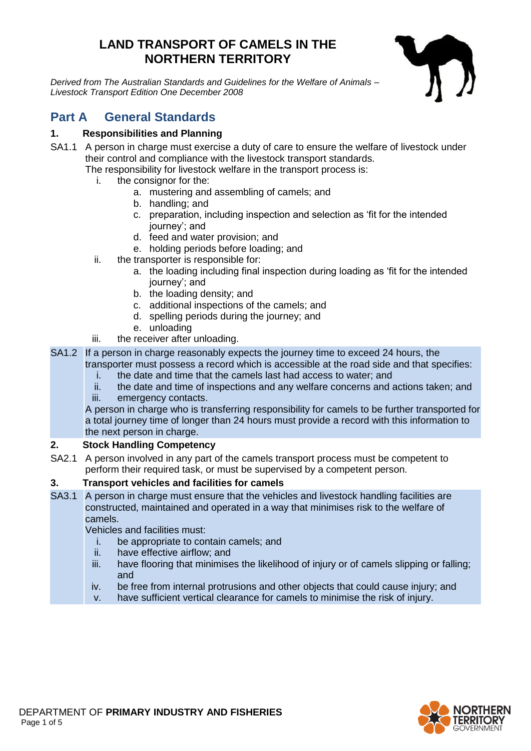# LAND TRANSPORT OF CAMELS IN THE NORTHERN TERRITORY

*Derived from The Australian Standards and Guidelines for the Welfare of Animals – Livestock Transport Edition One December 2008*

## Part A General Standards

### 1. Responsibilities and Planning

SA1.1 A person in charge must exercise a duty of care to ensure the welfare of livestock under their control and compliance with the livestock transport standards.
The responsibility for livestock welfare in the transport process is:

- i. the consignor for the:
  - a. mustering and assembling of camels; and
  - b. handling; and
  - c. preparation, including inspection and selection as 'fit for the intended journey'; and
  - d. feed and water provision; and
  - e. holding periods before loading; and
- ii. the transporter is responsible for:
  - a. the loading including final inspection during loading as 'fit for the intended journey'; and
  - b. the loading density; and
  - c. additional inspections of the camels; and
  - d. spelling periods during the journey; and
  - e. unloading
- iii. the receiver after unloading.

SA1.2 If a person in charge reasonably expects the journey time to exceed 24 hours, the transporter must possess a record which is accessible at the road side and that specifies:

- i. the date and time that the camels last had access to water; and
- ii. the date and time of inspections and any welfare concerns and actions taken; and
- iii. emergency contacts.

A person in charge who is transferring responsibility for camels to be further transported for a total journey time of longer than 24 hours must provide a record with this information to the next person in charge.

### 2. Stock Handling Competency

SA2.1 A person involved in any part of the camels transport process must be competent to perform their required task, or must be supervised by a competent person.

### 3. Transport vehicles and facilities for camels

SA3.1 A person in charge must ensure that the vehicles and livestock handling facilities are constructed, maintained and operated in a way that minimises risk to the welfare of camels.
Vehicles and facilities must:

- i. be appropriate to contain camels; and
- ii. have effective airflow; and
- iii. have flooring that minimises the likelihood of injury or of camels slipping or falling; and
- iv. be free from internal protrusions and other objects that could cause injury; and
- v. have sufficient vertical clearance for camels to minimise the risk of injury.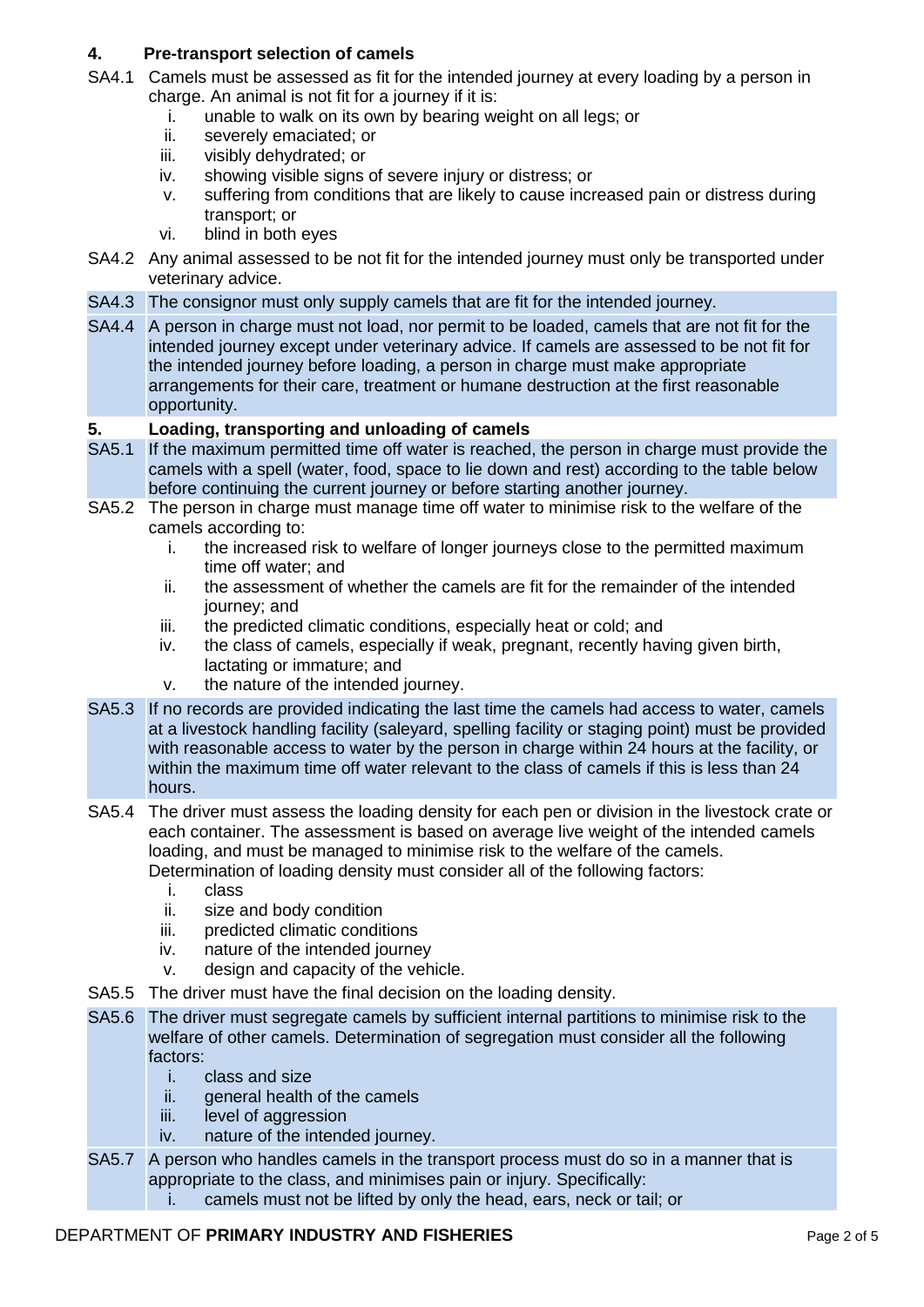## 4. Pre-transport selection of camels

SA4.1 Camels must be assessed as fit for the intended journey at every loading by a person in charge. An animal is not fit for a journey if it is:

i. unable to walk on its own by bearing weight on all legs; or
ii. severely emaciated; or
iii. visibly dehydrated; or
iv. showing visible signs of severe injury or distress; or
v. suffering from conditions that are likely to cause increased pain or distress during transport; or
vi. blind in both eyes

SA4.2 Any animal assessed to be not fit for the intended journey must only be transported under veterinary advice.

SA4.3 The consignor must only supply camels that are fit for the intended journey.

SA4.4 A person in charge must not load, nor permit to be loaded, camels that are not fit for the intended journey except under veterinary advice. If camels are assessed to be not fit for the intended journey before loading, a person in charge must make appropriate arrangements for their care, treatment or humane destruction at the first reasonable opportunity.

## 5. Loading, transporting and unloading of camels

SA5.1 If the maximum permitted time off water is reached, the person in charge must provide the camels with a spell (water, food, space to lie down and rest) according to the table below before continuing the current journey or before starting another journey.

SA5.2 The person in charge must manage time off water to minimise risk to the welfare of the camels according to:

i. the increased risk to welfare of longer journeys close to the permitted maximum time off water; and
ii. the assessment of whether the camels are fit for the remainder of the intended journey; and
iii. the predicted climatic conditions, especially heat or cold; and
iv. the class of camels, especially if weak, pregnant, recently having given birth, lactating or immature; and
v. the nature of the intended journey.

SA5.3 If no records are provided indicating the last time the camels had access to water, camels at a livestock handling facility (saleyard, spelling facility or staging point) must be provided with reasonable access to water by the person in charge within 24 hours at the facility, or within the maximum time off water relevant to the class of camels if this is less than 24 hours.

SA5.4 The driver must assess the loading density for each pen or division in the livestock crate or each container. The assessment is based on average live weight of the intended camels loading, and must be managed to minimise risk to the welfare of the camels. Determination of loading density must consider all of the following factors:

i. class
ii. size and body condition
iii. predicted climatic conditions
iv. nature of the intended journey
v. design and capacity of the vehicle.

SA5.5 The driver must have the final decision on the loading density.

SA5.6 The driver must segregate camels by sufficient internal partitions to minimise risk to the welfare of other camels. Determination of segregation must consider all the following factors:

i. class and size
ii. general health of the camels
iii. level of aggression
iv. nature of the intended journey.

SA5.7 A person who handles camels in the transport process must do so in a manner that is appropriate to the class, and minimises pain or injury. Specifically:

i. camels must not be lifted by only the head, ears, neck or tail; or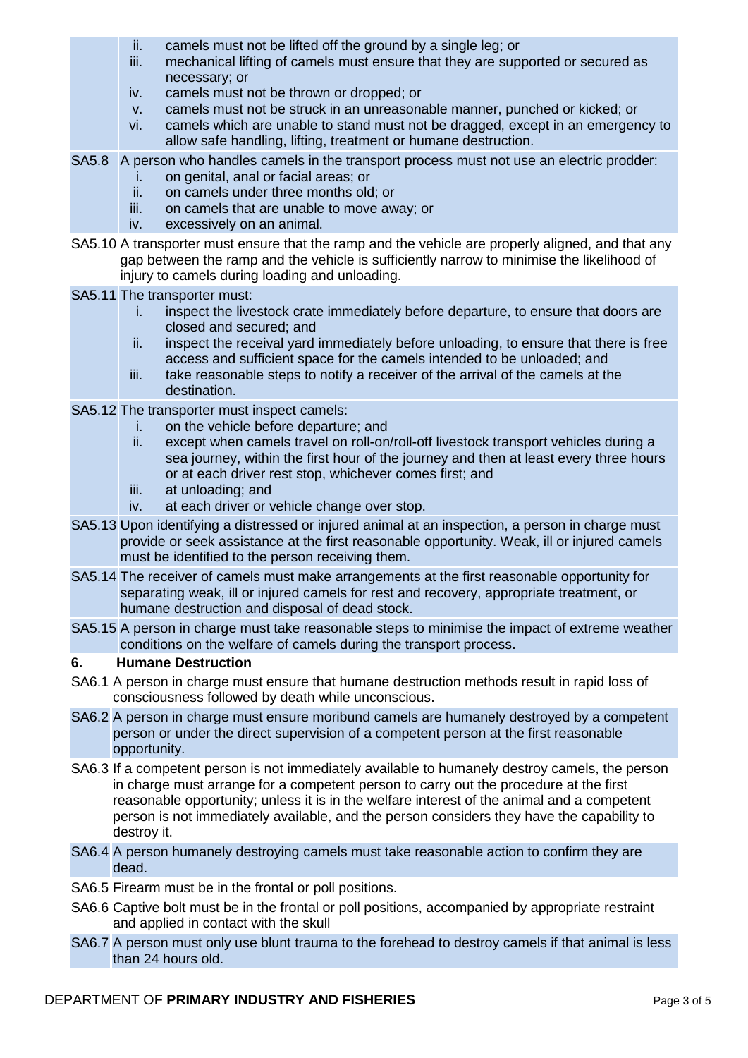ii. camels must not be lifted off the ground by a single leg; or
iii. mechanical lifting of camels must ensure that they are supported or secured as necessary; or
iv. camels must not be thrown or dropped; or
v. camels must not be struck in an unreasonable manner, punched or kicked; or
vi. camels which are unable to stand must not be dragged, except in an emergency to allow safe handling, lifting, treatment or humane destruction.

SA5.8 A person who handles camels in the transport process must not use an electric prodder:
i. on genital, anal or facial areas; or
ii. on camels under three months old; or
iii. on camels that are unable to move away; or
iv. excessively on an animal.

SA5.10 A transporter must ensure that the ramp and the vehicle are properly aligned, and that any gap between the ramp and the vehicle is sufficiently narrow to minimise the likelihood of injury to camels during loading and unloading.

SA5.11 The transporter must:
i. inspect the livestock crate immediately before departure, to ensure that doors are closed and secured; and
ii. inspect the receival yard immediately before unloading, to ensure that there is free access and sufficient space for the camels intended to be unloaded; and
iii. take reasonable steps to notify a receiver of the arrival of the camels at the destination.

SA5.12 The transporter must inspect camels:
i. on the vehicle before departure; and
ii. except when camels travel on roll-on/roll-off livestock transport vehicles during a sea journey, within the first hour of the journey and then at least every three hours or at each driver rest stop, whichever comes first; and
iii. at unloading; and
iv. at each driver or vehicle change over stop.

SA5.13 Upon identifying a distressed or injured animal at an inspection, a person in charge must provide or seek assistance at the first reasonable opportunity. Weak, ill or injured camels must be identified to the person receiving them.

SA5.14 The receiver of camels must make arrangements at the first reasonable opportunity for separating weak, ill or injured camels for rest and recovery, appropriate treatment, or humane destruction and disposal of dead stock.

SA5.15 A person in charge must take reasonable steps to minimise the impact of extreme weather conditions on the welfare of camels during the transport process.

## 6. Humane Destruction

SA6.1 A person in charge must ensure that humane destruction methods result in rapid loss of consciousness followed by death while unconscious.

SA6.2 A person in charge must ensure moribund camels are humanely destroyed by a competent person or under the direct supervision of a competent person at the first reasonable opportunity.

SA6.3 If a competent person is not immediately available to humanely destroy camels, the person in charge must arrange for a competent person to carry out the procedure at the first reasonable opportunity; unless it is in the welfare interest of the animal and a competent person is not immediately available, and the person considers they have the capability to destroy it.

SA6.4 A person humanely destroying camels must take reasonable action to confirm they are dead.

SA6.5 Firearm must be in the frontal or poll positions.

SA6.6 Captive bolt must be in the frontal or poll positions, accompanied by appropriate restraint and applied in contact with the skull

SA6.7 A person must only use blunt trauma to the forehead to destroy camels if that animal is less than 24 hours old.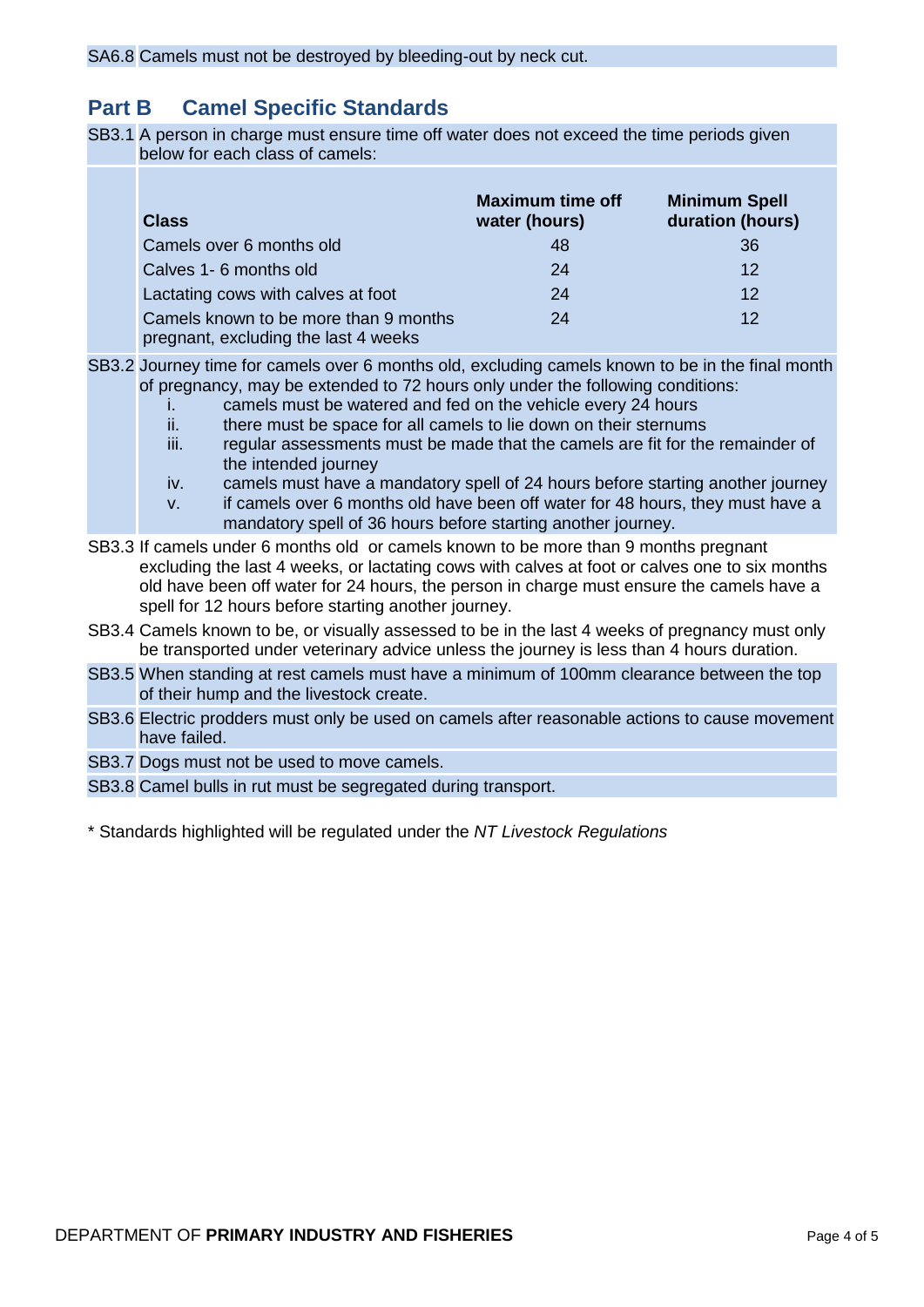SA6.8 Camels must not be destroyed by bleeding-out by neck cut.

## Part B Camel Specific Standards

SB3.1 A person in charge must ensure time off water does not exceed the time periods given below for each class of camels:

| Class | Maximum time off water (hours) | Minimum Spell duration (hours) |
|---|---|---|
| Camels over 6 months old | 48 | 36 |
| Calves 1- 6 months old | 24 | 12 |
| Lactating cows with calves at foot | 24 | 12 |
| Camels known to be more than 9 months pregnant, excluding the last 4 weeks | 24 | 12 |

SB3.2 Journey time for camels over 6 months old, excluding camels known to be in the final month of pregnancy, may be extended to 72 hours only under the following conditions:

i. camels must be watered and fed on the vehicle every 24 hours
ii. there must be space for all camels to lie down on their sternums
iii. regular assessments must be made that the camels are fit for the remainder of the intended journey
iv. camels must have a mandatory spell of 24 hours before starting another journey
v. if camels over 6 months old have been off water for 48 hours, they must have a mandatory spell of 36 hours before starting another journey.

SB3.3 If camels under 6 months old or camels known to be more than 9 months pregnant excluding the last 4 weeks, or lactating cows with calves at foot or calves one to six months old have been off water for 24 hours, the person in charge must ensure the camels have a spell for 12 hours before starting another journey.

SB3.4 Camels known to be, or visually assessed to be in the last 4 weeks of pregnancy must only be transported under veterinary advice unless the journey is less than 4 hours duration.

SB3.5 When standing at rest camels must have a minimum of 100mm clearance between the top of their hump and the livestock create.

SB3.6 Electric prodders must only be used on camels after reasonable actions to cause movement have failed.

SB3.7 Dogs must not be used to move camels.

SB3.8 Camel bulls in rut must be segregated during transport.

\* Standards highlighted will be regulated under the *NT Livestock Regulations*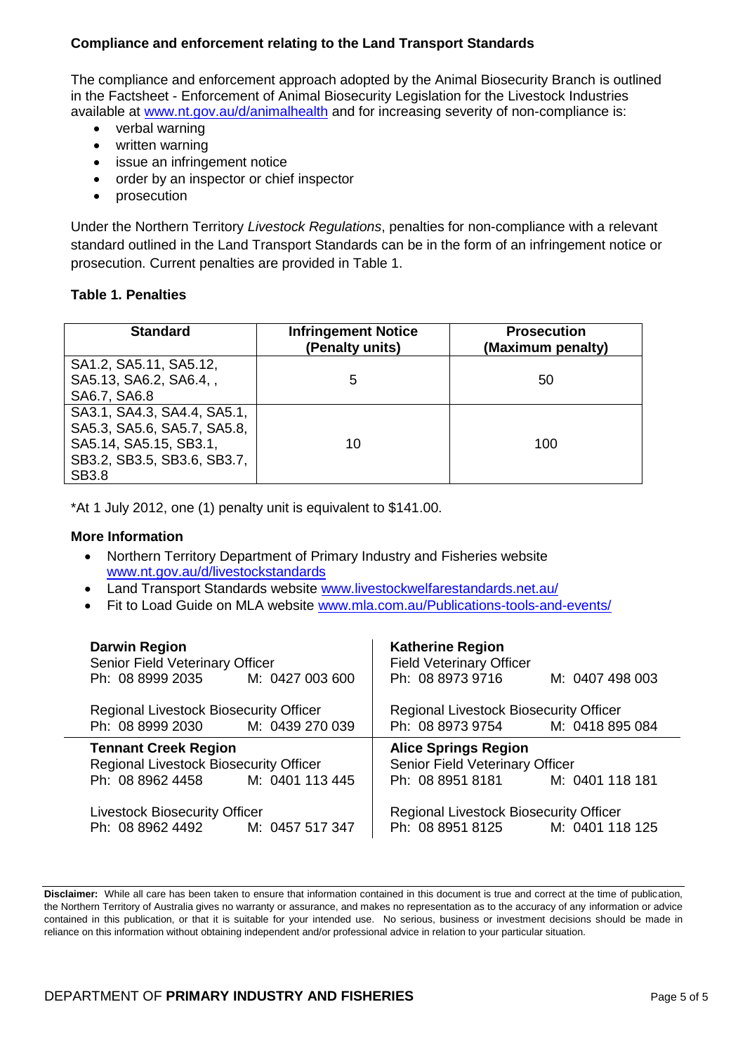## Compliance and enforcement relating to the Land Transport Standards

The compliance and enforcement approach adopted by the Animal Biosecurity Branch is outlined in the Factsheet - Enforcement of Animal Biosecurity Legislation for the Livestock Industries available at www.nt.gov.au/d/animalhealth and for increasing severity of non-compliance is:

- verbal warning
- written warning
- issue an infringement notice
- order by an inspector or chief inspector
- prosecution

Under the Northern Territory *Livestock Regulations*, penalties for non-compliance with a relevant standard outlined in the Land Transport Standards can be in the form of an infringement notice or prosecution. Current penalties are provided in Table 1.

### Table 1. Penalties

| Standard | Infringement Notice (Penalty units) | Prosecution (Maximum penalty) |
|---|---|---|
| SA1.2, SA5.11, SA5.12, SA5.13, SA6.2, SA6.4, , SA6.7, SA6.8 | 5 | 50 |
| SA3.1, SA4.3, SA4.4, SA5.1, SA5.3, SA5.6, SA5.7, SA5.8, SA5.14, SA5.15, SB3.1, SB3.2, SB3.5, SB3.6, SB3.7, SB3.8 | 10 | 100 |

*At 1 July 2012, one (1) penalty unit is equivalent to $141.00.

### More Information

- Northern Territory Department of Primary Industry and Fisheries website www.nt.gov.au/d/livestockstandards
- Land Transport Standards website www.livestockwelfarestandards.net.au/
- Fit to Load Guide on MLA website www.mla.com.au/Publications-tools-and-events/

**Darwin Region**
Senior Field Veterinary Officer
Ph: 08 8999 2035 M: 0427 003 600

Regional Livestock Biosecurity Officer
Ph: 08 8999 2030 M: 0439 270 039

**Katherine Region**
Field Veterinary Officer
Ph: 08 8973 9716 M: 0407 498 003

Regional Livestock Biosecurity Officer
Ph: 08 8973 9754 M: 0418 895 084

**Tennant Creek Region**
Regional Livestock Biosecurity Officer
Ph: 08 8962 4458 M: 0401 113 445

Livestock Biosecurity Officer
Ph: 08 8962 4492 M: 0457 517 347

**Alice Springs Region**
Senior Field Veterinary Officer
Ph: 08 8951 8181 M: 0401 118 181

Regional Livestock Biosecurity Officer
Ph: 08 8951 8125 M: 0401 118 125

**Disclaimer:** While all care has been taken to ensure that information contained in this document is true and correct at the time of publication, the Northern Territory of Australia gives no warranty or assurance, and makes no representation as to the accuracy of any information or advice contained in this publication, or that it is suitable for your intended use. No serious, business or investment decisions should be made in reliance on this information without obtaining independent and/or professional advice in relation to your particular situation.